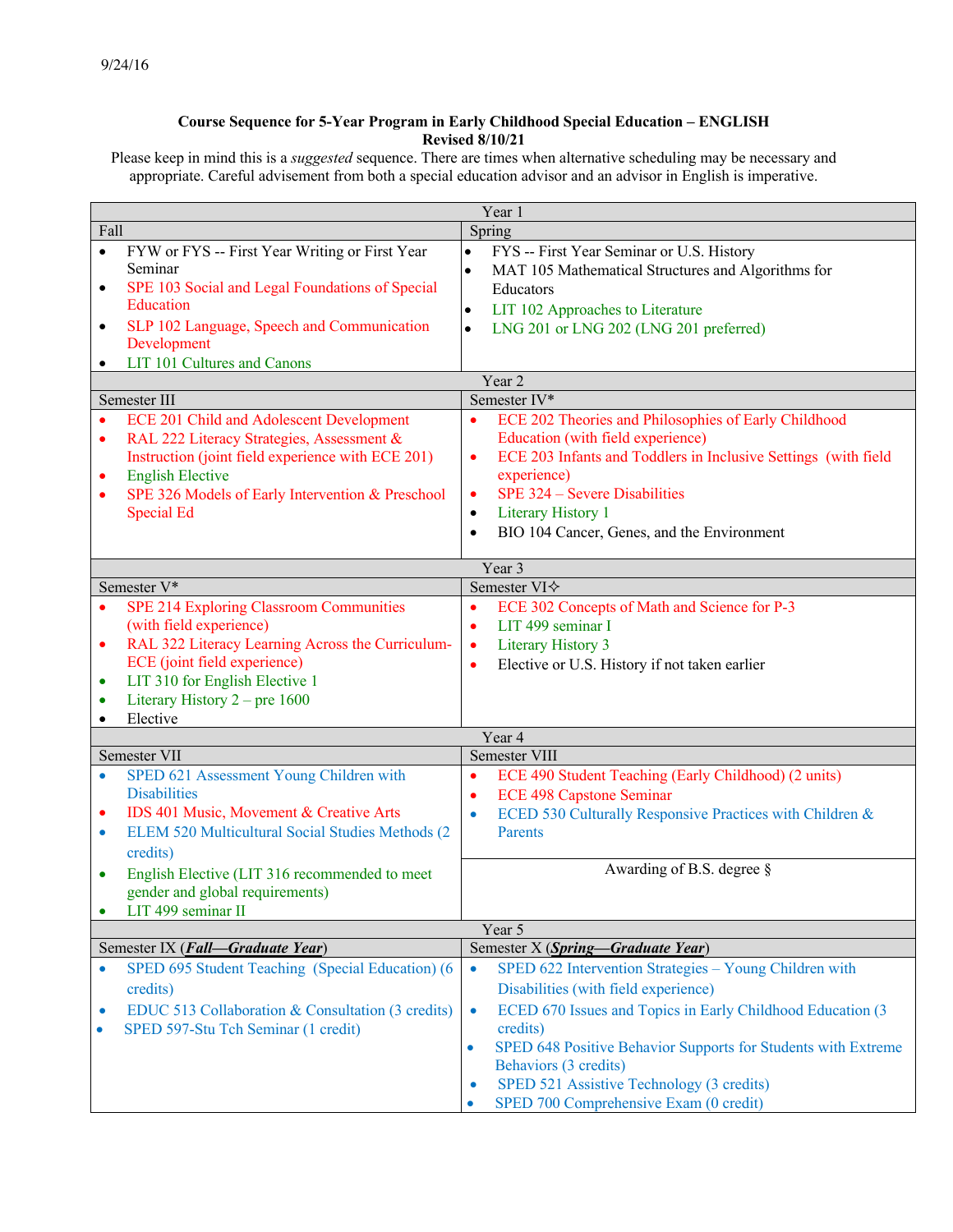9/24/16

**Course Sequence for 5-Year Program in Early Childhood Special Education – ENGLISH**
**Revised 8/10/21**

Please keep in mind this is a *suggested* sequence. There are times when alternative scheduling may be necessary and appropriate. Careful advisement from both a special education advisor and an advisor in English is imperative.

| Year 1 | |
|---|---|
| Fall | Spring |
| • FYW or FYS -- First Year Writing or First Year Seminar<br>• SPE 103 Social and Legal Foundations of Special Education<br>• SLP 102 Language, Speech and Communication Development<br>• LIT 101 Cultures and Canons | • FYS -- First Year Seminar or U.S. History<br>• MAT 105 Mathematical Structures and Algorithms for Educators<br>• LIT 102 Approaches to Literature<br>• LNG 201 or LNG 202 (LNG 201 preferred) |
| **Year 2** | |
| Semester III | Semester IV* |
| • ECE 201 Child and Adolescent Development<br>• RAL 222 Literacy Strategies, Assessment & Instruction (joint field experience with ECE 201)<br>• English Elective<br>• SPE 326 Models of Early Intervention & Preschool Special Ed | • ECE 202 Theories and Philosophies of Early Childhood Education (with field experience)<br>• ECE 203 Infants and Toddlers in Inclusive Settings (with field experience)<br>• SPE 324 – Severe Disabilities<br>• Literary History 1<br>• BIO 104 Cancer, Genes, and the Environment |
| **Year 3** | |
| Semester V* | Semester VI✧ |
| • SPE 214 Exploring Classroom Communities (with field experience)<br>• RAL 322 Literacy Learning Across the Curriculum-ECE (joint field experience)<br>• LIT 310 for English Elective 1<br>• Literary History 2 – pre 1600<br>• Elective | • ECE 302 Concepts of Math and Science for P-3<br>• LIT 499 seminar I<br>• Literary History 3<br>• Elective or U.S. History if not taken earlier |
| **Year 4** | |
| Semester VII | Semester VIII |
| • SPED 621 Assessment Young Children with Disabilities<br>• IDS 401 Music, Movement & Creative Arts<br>• ELEM 520 Multicultural Social Studies Methods (2 credits)<br>• English Elective (LIT 316 recommended to meet gender and global requirements)<br>• LIT 499 seminar II | • ECE 490 Student Teaching (Early Childhood) (2 units)<br>• ECE 498 Capstone Seminar<br>• ECED 530 Culturally Responsive Practices with Children & Parents<br><br>Awarding of B.S. degree § |
| **Year 5** | |
| Semester IX (***Fall—Graduate Year***) | Semester X (***Spring—Graduate Year***) |
| • SPED 695 Student Teaching (Special Education) (6 credits)<br>• EDUC 513 Collaboration & Consultation (3 credits)<br>• SPED 597-Stu Tch Seminar (1 credit) | • SPED 622 Intervention Strategies – Young Children with Disabilities (with field experience)<br>• ECED 670 Issues and Topics in Early Childhood Education (3 credits)<br>• SPED 648 Positive Behavior Supports for Students with Extreme Behaviors (3 credits)<br>• SPED 521 Assistive Technology (3 credits)<br>• SPED 700 Comprehensive Exam (0 credit) |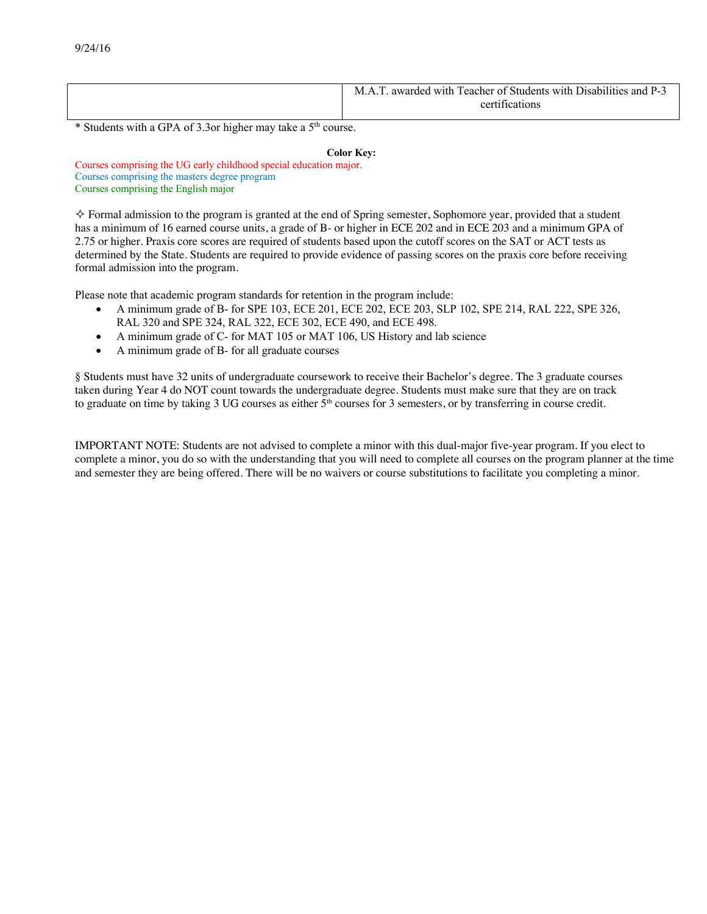9/24/16

| | |
|---|---|
| | M.A.T. awarded with Teacher of Students with Disabilities and P-3 certifications |

* Students with a GPA of 3.3or higher may take a 5th course.

**Color Key:**

Courses comprising the UG early childhood special education major.
Courses comprising the masters degree program
Courses comprising the English major

✧ Formal admission to the program is granted at the end of Spring semester, Sophomore year, provided that a student has a minimum of 16 earned course units, a grade of B- or higher in ECE 202 and in ECE 203 and a minimum GPA of 2.75 or higher. Praxis core scores are required of students based upon the cutoff scores on the SAT or ACT tests as determined by the State. Students are required to provide evidence of passing scores on the praxis core before receiving formal admission into the program.

Please note that academic program standards for retention in the program include:

- A minimum grade of B- for SPE 103, ECE 201, ECE 202, ECE 203, SLP 102, SPE 214, RAL 222, SPE 326, RAL 320 and SPE 324, RAL 322, ECE 302, ECE 490, and ECE 498.
- A minimum grade of C- for MAT 105 or MAT 106, US History and lab science
- A minimum grade of B- for all graduate courses

§ Students must have 32 units of undergraduate coursework to receive their Bachelor's degree. The 3 graduate courses taken during Year 4 do NOT count towards the undergraduate degree. Students must make sure that they are on track to graduate on time by taking 3 UG courses as either 5th courses for 3 semesters, or by transferring in course credit.

IMPORTANT NOTE: Students are not advised to complete a minor with this dual-major five-year program. If you elect to complete a minor, you do so with the understanding that you will need to complete all courses on the program planner at the time and semester they are being offered. There will be no waivers or course substitutions to facilitate you completing a minor.